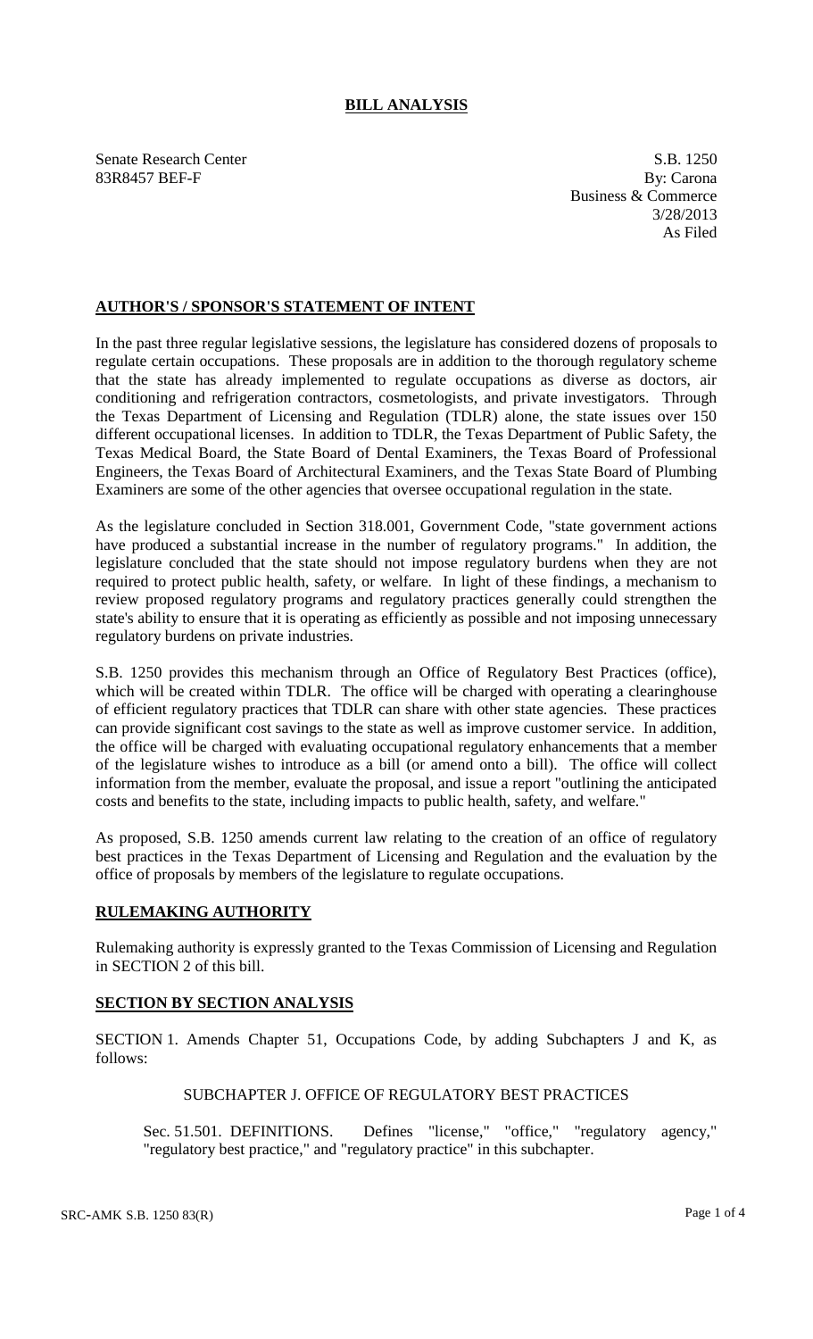## BILL ANALYSIS

Senate Research Center
83R8457 BEF-F

S.B. 1250
By: Carona
Business & Commerce
3/28/2013
As Filed

### AUTHOR'S / SPONSOR'S STATEMENT OF INTENT

In the past three regular legislative sessions, the legislature has considered dozens of proposals to regulate certain occupations. These proposals are in addition to the thorough regulatory scheme that the state has already implemented to regulate occupations as diverse as doctors, air conditioning and refrigeration contractors, cosmetologists, and private investigators. Through the Texas Department of Licensing and Regulation (TDLR) alone, the state issues over 150 different occupational licenses. In addition to TDLR, the Texas Department of Public Safety, the Texas Medical Board, the State Board of Dental Examiners, the Texas Board of Professional Engineers, the Texas Board of Architectural Examiners, and the Texas State Board of Plumbing Examiners are some of the other agencies that oversee occupational regulation in the state.

As the legislature concluded in Section 318.001, Government Code, "state government actions have produced a substantial increase in the number of regulatory programs." In addition, the legislature concluded that the state should not impose regulatory burdens when they are not required to protect public health, safety, or welfare. In light of these findings, a mechanism to review proposed regulatory programs and regulatory practices generally could strengthen the state's ability to ensure that it is operating as efficiently as possible and not imposing unnecessary regulatory burdens on private industries.

S.B. 1250 provides this mechanism through an Office of Regulatory Best Practices (office), which will be created within TDLR. The office will be charged with operating a clearinghouse of efficient regulatory practices that TDLR can share with other state agencies. These practices can provide significant cost savings to the state as well as improve customer service. In addition, the office will be charged with evaluating occupational regulatory enhancements that a member of the legislature wishes to introduce as a bill (or amend onto a bill). The office will collect information from the member, evaluate the proposal, and issue a report "outlining the anticipated costs and benefits to the state, including impacts to public health, safety, and welfare."

As proposed, S.B. 1250 amends current law relating to the creation of an office of regulatory best practices in the Texas Department of Licensing and Regulation and the evaluation by the office of proposals by members of the legislature to regulate occupations.

### RULEMAKING AUTHORITY

Rulemaking authority is expressly granted to the Texas Commission of Licensing and Regulation in SECTION 2 of this bill.

### SECTION BY SECTION ANALYSIS

SECTION 1. Amends Chapter 51, Occupations Code, by adding Subchapters J and K, as follows:

SUBCHAPTER J. OFFICE OF REGULATORY BEST PRACTICES

Sec. 51.501. DEFINITIONS. Defines "license," "office," "regulatory agency," "regulatory best practice," and "regulatory practice" in this subchapter.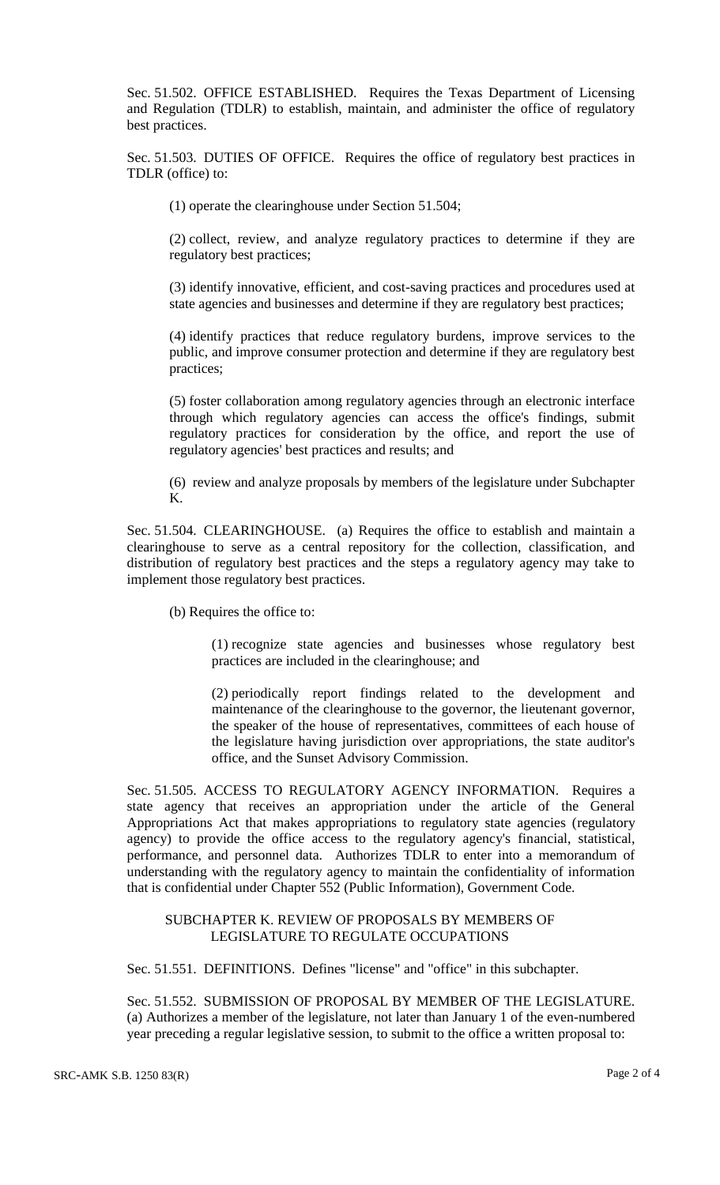Sec. 51.502. OFFICE ESTABLISHED. Requires the Texas Department of Licensing and Regulation (TDLR) to establish, maintain, and administer the office of regulatory best practices.

Sec. 51.503. DUTIES OF OFFICE. Requires the office of regulatory best practices in TDLR (office) to:

(1) operate the clearinghouse under Section 51.504;

(2) collect, review, and analyze regulatory practices to determine if they are regulatory best practices;

(3) identify innovative, efficient, and cost-saving practices and procedures used at state agencies and businesses and determine if they are regulatory best practices;

(4) identify practices that reduce regulatory burdens, improve services to the public, and improve consumer protection and determine if they are regulatory best practices;

(5) foster collaboration among regulatory agencies through an electronic interface through which regulatory agencies can access the office's findings, submit regulatory practices for consideration by the office, and report the use of regulatory agencies' best practices and results; and

(6) review and analyze proposals by members of the legislature under Subchapter K.

Sec. 51.504. CLEARINGHOUSE. (a) Requires the office to establish and maintain a clearinghouse to serve as a central repository for the collection, classification, and distribution of regulatory best practices and the steps a regulatory agency may take to implement those regulatory best practices.

(b) Requires the office to:

(1) recognize state agencies and businesses whose regulatory best practices are included in the clearinghouse; and

(2) periodically report findings related to the development and maintenance of the clearinghouse to the governor, the lieutenant governor, the speaker of the house of representatives, committees of each house of the legislature having jurisdiction over appropriations, the state auditor's office, and the Sunset Advisory Commission.

Sec. 51.505. ACCESS TO REGULATORY AGENCY INFORMATION. Requires a state agency that receives an appropriation under the article of the General Appropriations Act that makes appropriations to regulatory state agencies (regulatory agency) to provide the office access to the regulatory agency's financial, statistical, performance, and personnel data. Authorizes TDLR to enter into a memorandum of understanding with the regulatory agency to maintain the confidentiality of information that is confidential under Chapter 552 (Public Information), Government Code.

SUBCHAPTER K. REVIEW OF PROPOSALS BY MEMBERS OF LEGISLATURE TO REGULATE OCCUPATIONS

Sec. 51.551. DEFINITIONS. Defines "license" and "office" in this subchapter.

Sec. 51.552. SUBMISSION OF PROPOSAL BY MEMBER OF THE LEGISLATURE. (a) Authorizes a member of the legislature, not later than January 1 of the even-numbered year preceding a regular legislative session, to submit to the office a written proposal to: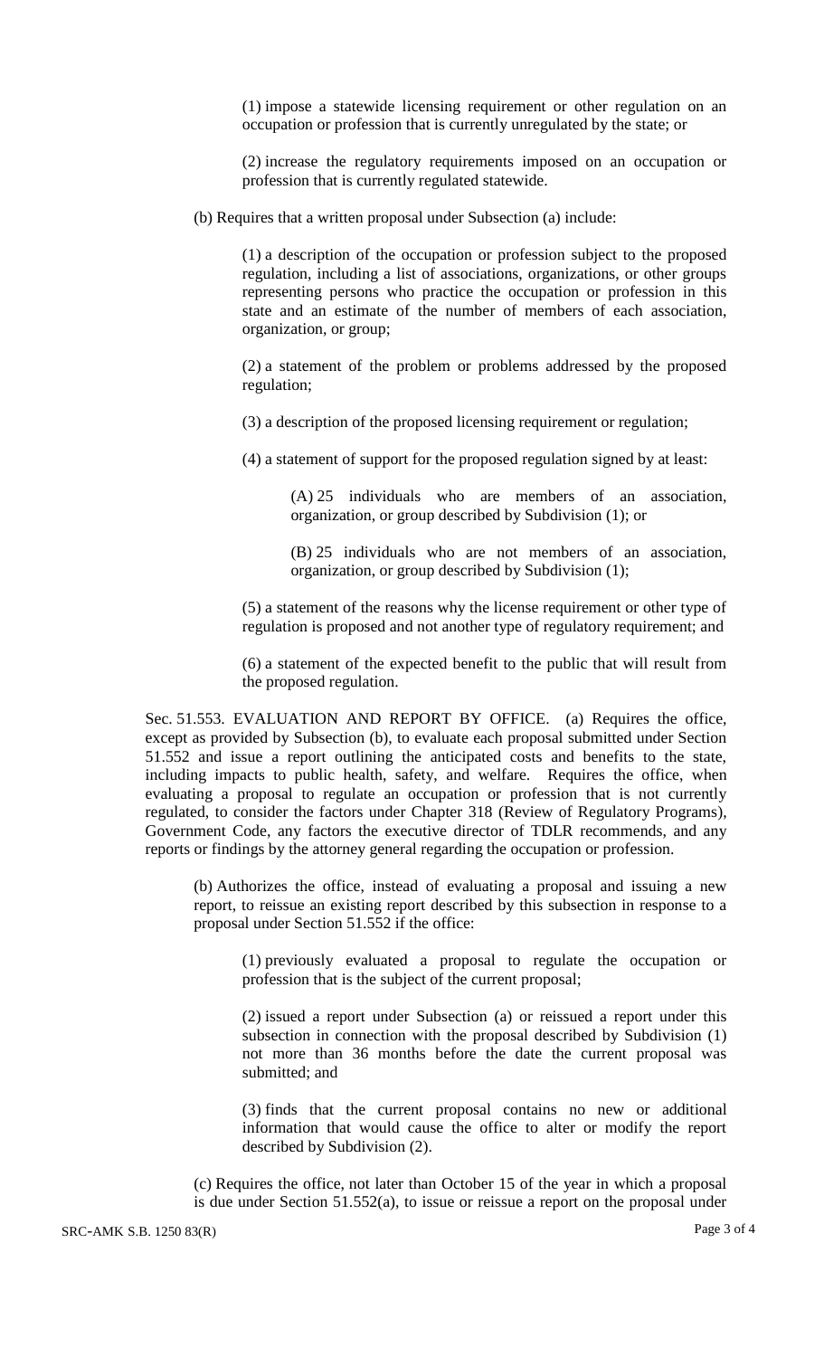(1) impose a statewide licensing requirement or other regulation on an occupation or profession that is currently unregulated by the state; or

(2) increase the regulatory requirements imposed on an occupation or profession that is currently regulated statewide.

(b) Requires that a written proposal under Subsection (a) include:

(1) a description of the occupation or profession subject to the proposed regulation, including a list of associations, organizations, or other groups representing persons who practice the occupation or profession in this state and an estimate of the number of members of each association, organization, or group;

(2) a statement of the problem or problems addressed by the proposed regulation;

(3) a description of the proposed licensing requirement or regulation;

(4) a statement of support for the proposed regulation signed by at least:

(A) 25 individuals who are members of an association, organization, or group described by Subdivision (1); or

(B) 25 individuals who are not members of an association, organization, or group described by Subdivision (1);

(5) a statement of the reasons why the license requirement or other type of regulation is proposed and not another type of regulatory requirement; and

(6) a statement of the expected benefit to the public that will result from the proposed regulation.

Sec. 51.553. EVALUATION AND REPORT BY OFFICE. (a) Requires the office, except as provided by Subsection (b), to evaluate each proposal submitted under Section 51.552 and issue a report outlining the anticipated costs and benefits to the state, including impacts to public health, safety, and welfare. Requires the office, when evaluating a proposal to regulate an occupation or profession that is not currently regulated, to consider the factors under Chapter 318 (Review of Regulatory Programs), Government Code, any factors the executive director of TDLR recommends, and any reports or findings by the attorney general regarding the occupation or profession.

(b) Authorizes the office, instead of evaluating a proposal and issuing a new report, to reissue an existing report described by this subsection in response to a proposal under Section 51.552 if the office:

(1) previously evaluated a proposal to regulate the occupation or profession that is the subject of the current proposal;

(2) issued a report under Subsection (a) or reissued a report under this subsection in connection with the proposal described by Subdivision (1) not more than 36 months before the date the current proposal was submitted; and

(3) finds that the current proposal contains no new or additional information that would cause the office to alter or modify the report described by Subdivision (2).

(c) Requires the office, not later than October 15 of the year in which a proposal is due under Section 51.552(a), to issue or reissue a report on the proposal under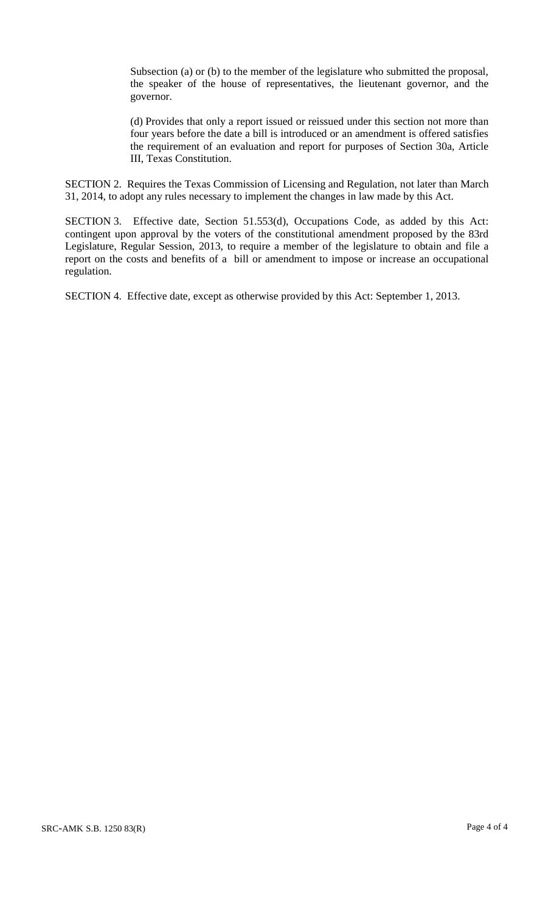Subsection (a) or (b) to the member of the legislature who submitted the proposal, the speaker of the house of representatives, the lieutenant governor, and the governor.

(d) Provides that only a report issued or reissued under this section not more than four years before the date a bill is introduced or an amendment is offered satisfies the requirement of an evaluation and report for purposes of Section 30a, Article III, Texas Constitution.

SECTION 2. Requires the Texas Commission of Licensing and Regulation, not later than March 31, 2014, to adopt any rules necessary to implement the changes in law made by this Act.

SECTION 3. Effective date, Section 51.553(d), Occupations Code, as added by this Act: contingent upon approval by the voters of the constitutional amendment proposed by the 83rd Legislature, Regular Session, 2013, to require a member of the legislature to obtain and file a report on the costs and benefits of a bill or amendment to impose or increase an occupational regulation.

SECTION 4. Effective date, except as otherwise provided by this Act: September 1, 2013.

SRC-AMK S.B. 1250 83(R)